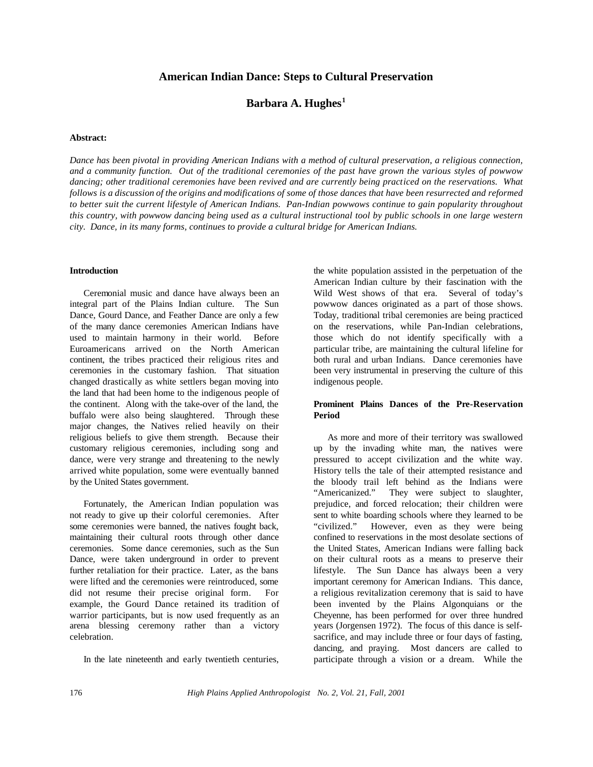# American Indian Dance: Steps to Cultural Preservation

## Barbara A. Hughes[1]

**Abstract:**

*Dance has been pivotal in providing American Indians with a method of cultural preservation, a religious connection, and a community function. Out of the traditional ceremonies of the past have grown the various styles of powwow dancing; other traditional ceremonies have been revived and are currently being practiced on the reservations. What follows is a discussion of the origins and modifications of some of those dances that have been resurrected and reformed to better suit the current lifestyle of American Indians. Pan-Indian powwows continue to gain popularity throughout this country, with powwow dancing being used as a cultural instructional tool by public schools in one large western city. Dance, in its many forms, continues to provide a cultural bridge for American Indians.*

### Introduction

Ceremonial music and dance have always been an integral part of the Plains Indian culture. The Sun Dance, Gourd Dance, and Feather Dance are only a few of the many dance ceremonies American Indians have used to maintain harmony in their world. Before Euroamericans arrived on the North American continent, the tribes practiced their religious rites and ceremonies in the customary fashion. That situation changed drastically as white settlers began moving into the land that had been home to the indigenous people of the continent. Along with the take-over of the land, the buffalo were also being slaughtered. Through these major changes, the Natives relied heavily on their religious beliefs to give them strength. Because their customary religious ceremonies, including song and dance, were very strange and threatening to the newly arrived white population, some were eventually banned by the United States government.

Fortunately, the American Indian population was not ready to give up their colorful ceremonies. After some ceremonies were banned, the natives fought back, maintaining their cultural roots through other dance ceremonies. Some dance ceremonies, such as the Sun Dance, were taken underground in order to prevent further retaliation for their practice. Later, as the bans were lifted and the ceremonies were reintroduced, some did not resume their precise original form. For example, the Gourd Dance retained its tradition of warrior participants, but is now used frequently as an arena blessing ceremony rather than a victory celebration.

In the late nineteenth and early twentieth centuries, the white population assisted in the perpetuation of the American Indian culture by their fascination with the Wild West shows of that era. Several of today's powwow dances originated as a part of those shows. Today, traditional tribal ceremonies are being practiced on the reservations, while Pan-Indian celebrations, those which do not identify specifically with a particular tribe, are maintaining the cultural lifeline for both rural and urban Indians. Dance ceremonies have been very instrumental in preserving the culture of this indigenous people.

### Prominent Plains Dances of the Pre-Reservation Period

As more and more of their territory was swallowed up by the invading white man, the natives were pressured to accept civilization and the white way. History tells the tale of their attempted resistance and the bloody trail left behind as the Indians were "Americanized." They were subject to slaughter, prejudice, and forced relocation; their children were sent to white boarding schools where they learned to be "civilized." However, even as they were being confined to reservations in the most desolate sections of the United States, American Indians were falling back on their cultural roots as a means to preserve their lifestyle. The Sun Dance has always been a very important ceremony for American Indians. This dance, a religious revitalization ceremony that is said to have been invented by the Plains Algonquians or the Cheyenne, has been performed for over three hundred years (Jorgensen 1972). The focus of this dance is self-sacrifice, and may include three or four days of fasting, dancing, and praying. Most dancers are called to participate through a vision or a dream. While the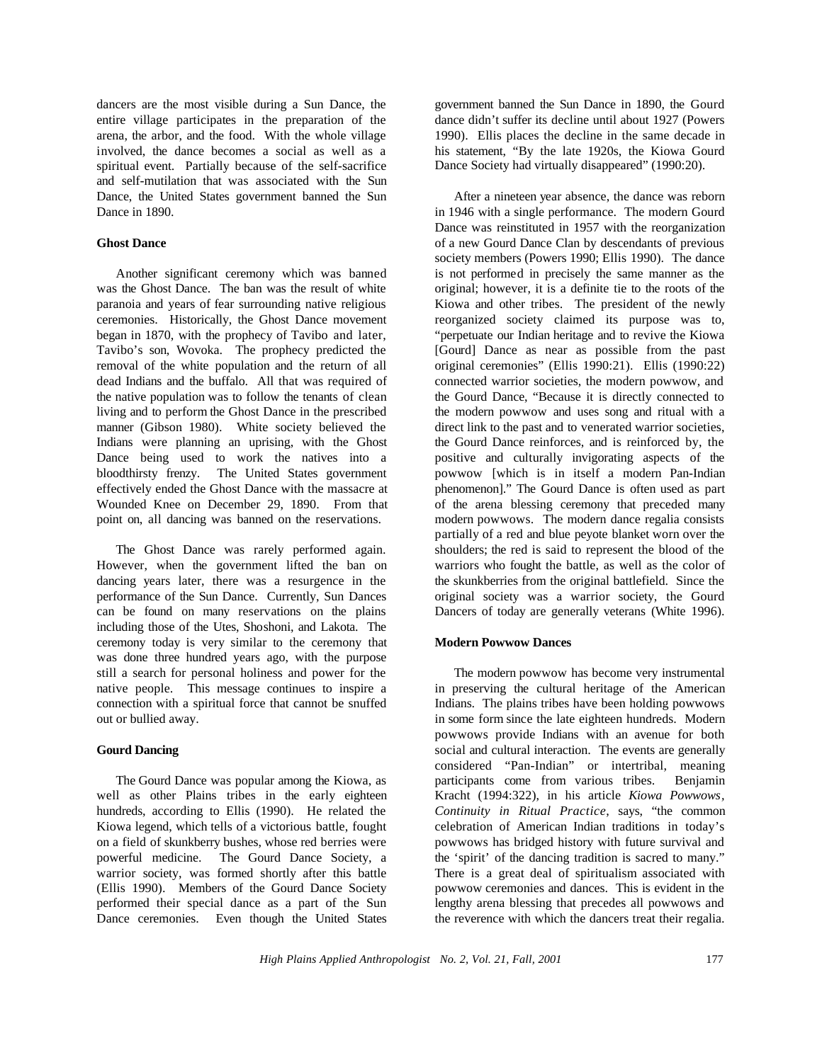dancers are the most visible during a Sun Dance, the entire village participates in the preparation of the arena, the arbor, and the food. With the whole village involved, the dance becomes a social as well as a spiritual event. Partially because of the self-sacrifice and self-mutilation that was associated with the Sun Dance, the United States government banned the Sun Dance in 1890.

### Ghost Dance

Another significant ceremony which was banned was the Ghost Dance. The ban was the result of white paranoia and years of fear surrounding native religious ceremonies. Historically, the Ghost Dance movement began in 1870, with the prophecy of Tavibo and later, Tavibo's son, Wovoka. The prophecy predicted the removal of the white population and the return of all dead Indians and the buffalo. All that was required of the native population was to follow the tenants of clean living and to perform the Ghost Dance in the prescribed manner (Gibson 1980). White society believed the Indians were planning an uprising, with the Ghost Dance being used to work the natives into a bloodthirsty frenzy. The United States government effectively ended the Ghost Dance with the massacre at Wounded Knee on December 29, 1890. From that point on, all dancing was banned on the reservations.

The Ghost Dance was rarely performed again. However, when the government lifted the ban on dancing years later, there was a resurgence in the performance of the Sun Dance. Currently, Sun Dances can be found on many reservations on the plains including those of the Utes, Shoshoni, and Lakota. The ceremony today is very similar to the ceremony that was done three hundred years ago, with the purpose still a search for personal holiness and power for the native people. This message continues to inspire a connection with a spiritual force that cannot be snuffed out or bullied away.

### Gourd Dancing

The Gourd Dance was popular among the Kiowa, as well as other Plains tribes in the early eighteen hundreds, according to Ellis (1990). He related the Kiowa legend, which tells of a victorious battle, fought on a field of skunkberry bushes, whose red berries were powerful medicine. The Gourd Dance Society, a warrior society, was formed shortly after this battle (Ellis 1990). Members of the Gourd Dance Society performed their special dance as a part of the Sun Dance ceremonies. Even though the United States government banned the Sun Dance in 1890, the Gourd dance didn't suffer its decline until about 1927 (Powers 1990). Ellis places the decline in the same decade in his statement, "By the late 1920s, the Kiowa Gourd Dance Society had virtually disappeared" (1990:20).

After a nineteen year absence, the dance was reborn in 1946 with a single performance. The modern Gourd Dance was reinstituted in 1957 with the reorganization of a new Gourd Dance Clan by descendants of previous society members (Powers 1990; Ellis 1990). The dance is not performed in precisely the same manner as the original; however, it is a definite tie to the roots of the Kiowa and other tribes. The president of the newly reorganized society claimed its purpose was to, "perpetuate our Indian heritage and to revive the Kiowa [Gourd] Dance as near as possible from the past original ceremonies" (Ellis 1990:21). Ellis (1990:22) connected warrior societies, the modern powwow, and the Gourd Dance, "Because it is directly connected to the modern powwow and uses song and ritual with a direct link to the past and to venerated warrior societies, the Gourd Dance reinforces, and is reinforced by, the positive and culturally invigorating aspects of the powwow [which is in itself a modern Pan-Indian phenomenon]." The Gourd Dance is often used as part of the arena blessing ceremony that preceded many modern powwows. The modern dance regalia consists partially of a red and blue peyote blanket worn over the shoulders; the red is said to represent the blood of the warriors who fought the battle, as well as the color of the skunkberries from the original battlefield. Since the original society was a warrior society, the Gourd Dancers of today are generally veterans (White 1996).

### Modern Powwow Dances

The modern powwow has become very instrumental in preserving the cultural heritage of the American Indians. The plains tribes have been holding powwows in some form since the late eighteen hundreds. Modern powwows provide Indians with an avenue for both social and cultural interaction. The events are generally considered "Pan-Indian" or intertribal, meaning participants come from various tribes. Benjamin Kracht (1994:322), in his article *Kiowa Powwows, Continuity in Ritual Practice*, says, "the common celebration of American Indian traditions in today's powwows has bridged history with future survival and the 'spirit' of the dancing tradition is sacred to many." There is a great deal of spiritualism associated with powwow ceremonies and dances. This is evident in the lengthy arena blessing that precedes all powwows and the reverence with which the dancers treat their regalia.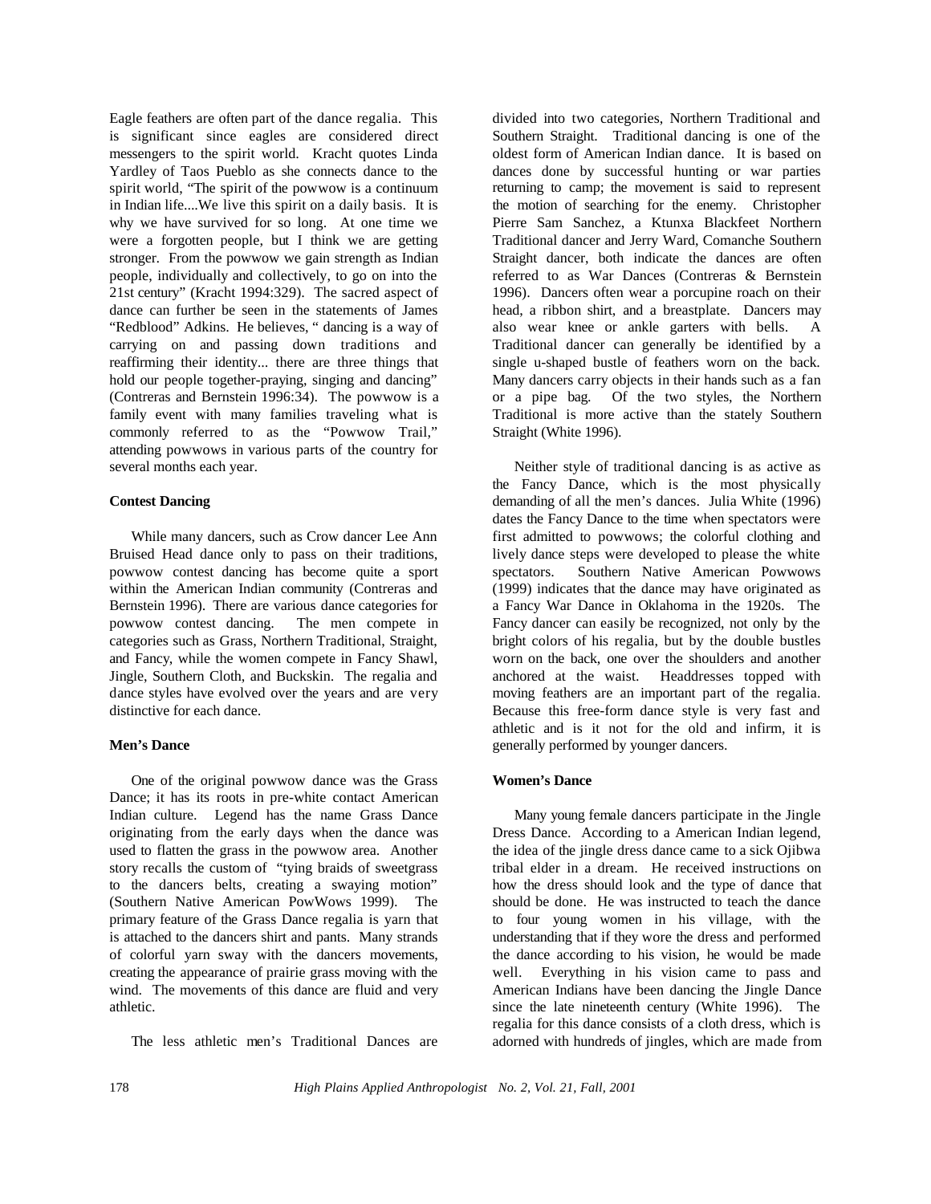Eagle feathers are often part of the dance regalia. This is significant since eagles are considered direct messengers to the spirit world. Kracht quotes Linda Yardley of Taos Pueblo as she connects dance to the spirit world, "The spirit of the powwow is a continuum in Indian life....We live this spirit on a daily basis. It is why we have survived for so long. At one time we were a forgotten people, but I think we are getting stronger. From the powwow we gain strength as Indian people, individually and collectively, to go on into the 21st century" (Kracht 1994:329). The sacred aspect of dance can further be seen in the statements of James "Redblood" Adkins. He believes, " dancing is a way of carrying on and passing down traditions and reaffirming their identity... there are three things that hold our people together-praying, singing and dancing" (Contreras and Bernstein 1996:34). The powwow is a family event with many families traveling what is commonly referred to as the "Powwow Trail," attending powwows in various parts of the country for several months each year.

**Contest Dancing**

While many dancers, such as Crow dancer Lee Ann Bruised Head dance only to pass on their traditions, powwow contest dancing has become quite a sport within the American Indian community (Contreras and Bernstein 1996). There are various dance categories for powwow contest dancing. The men compete in categories such as Grass, Northern Traditional, Straight, and Fancy, while the women compete in Fancy Shawl, Jingle, Southern Cloth, and Buckskin. The regalia and dance styles have evolved over the years and are very distinctive for each dance.

**Men's Dance**

One of the original powwow dance was the Grass Dance; it has its roots in pre-white contact American Indian culture. Legend has the name Grass Dance originating from the early days when the dance was used to flatten the grass in the powwow area. Another story recalls the custom of "tying braids of sweetgrass to the dancers belts, creating a swaying motion" (Southern Native American PowWows 1999). The primary feature of the Grass Dance regalia is yarn that is attached to the dancers shirt and pants. Many strands of colorful yarn sway with the dancers movements, creating the appearance of prairie grass moving with the wind. The movements of this dance are fluid and very athletic.

The less athletic men's Traditional Dances are divided into two categories, Northern Traditional and Southern Straight. Traditional dancing is one of the oldest form of American Indian dance. It is based on dances done by successful hunting or war parties returning to camp; the movement is said to represent the motion of searching for the enemy. Christopher Pierre Sam Sanchez, a Ktunxa Blackfeet Northern Traditional dancer and Jerry Ward, Comanche Southern Straight dancer, both indicate the dances are often referred to as War Dances (Contreras & Bernstein 1996). Dancers often wear a porcupine roach on their head, a ribbon shirt, and a breastplate. Dancers may also wear knee or ankle garters with bells. A Traditional dancer can generally be identified by a single u-shaped bustle of feathers worn on the back. Many dancers carry objects in their hands such as a fan or a pipe bag. Of the two styles, the Northern Traditional is more active than the stately Southern Straight (White 1996).

Neither style of traditional dancing is as active as the Fancy Dance, which is the most physically demanding of all the men's dances. Julia White (1996) dates the Fancy Dance to the time when spectators were first admitted to powwows; the colorful clothing and lively dance steps were developed to please the white spectators. Southern Native American Powwows (1999) indicates that the dance may have originated as a Fancy War Dance in Oklahoma in the 1920s. The Fancy dancer can easily be recognized, not only by the bright colors of his regalia, but by the double bustles worn on the back, one over the shoulders and another anchored at the waist. Headdresses topped with moving feathers are an important part of the regalia. Because this free-form dance style is very fast and athletic and is it not for the old and infirm, it is generally performed by younger dancers.

**Women's Dance**

Many young female dancers participate in the Jingle Dress Dance. According to a American Indian legend, the idea of the jingle dress dance came to a sick Ojibwa tribal elder in a dream. He received instructions on how the dress should look and the type of dance that should be done. He was instructed to teach the dance to four young women in his village, with the understanding that if they wore the dress and performed the dance according to his vision, he would be made well. Everything in his vision came to pass and American Indians have been dancing the Jingle Dance since the late nineteenth century (White 1996). The regalia for this dance consists of a cloth dress, which is adorned with hundreds of jingles, which are made from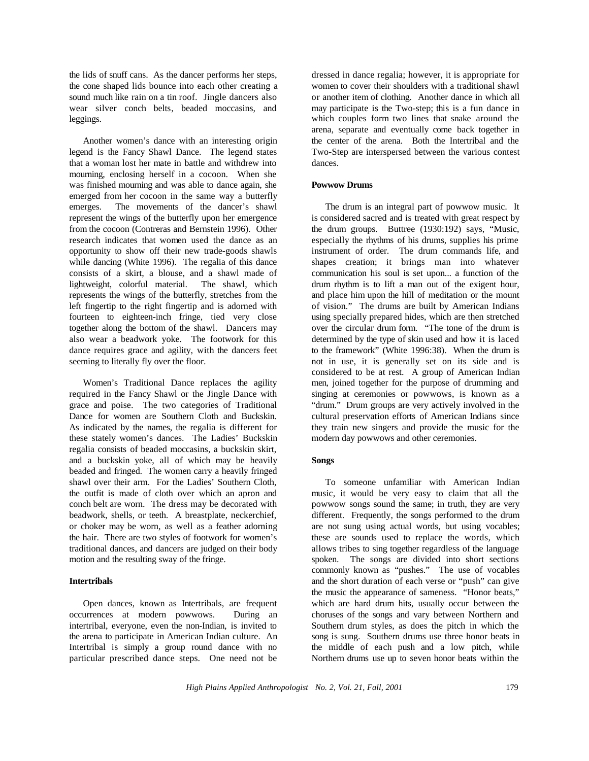the lids of snuff cans. As the dancer performs her steps, the cone shaped lids bounce into each other creating a sound much like rain on a tin roof. Jingle dancers also wear silver conch belts, beaded moccasins, and leggings.

Another women's dance with an interesting origin legend is the Fancy Shawl Dance. The legend states that a woman lost her mate in battle and withdrew into mourning, enclosing herself in a cocoon. When she was finished mourning and was able to dance again, she emerged from her cocoon in the same way a butterfly emerges. The movements of the dancer's shawl represent the wings of the butterfly upon her emergence from the cocoon (Contreras and Bernstein 1996). Other research indicates that women used the dance as an opportunity to show off their new trade-goods shawls while dancing (White 1996). The regalia of this dance consists of a skirt, a blouse, and a shawl made of lightweight, colorful material. The shawl, which represents the wings of the butterfly, stretches from the left fingertip to the right fingertip and is adorned with fourteen to eighteen-inch fringe, tied very close together along the bottom of the shawl. Dancers may also wear a beadwork yoke. The footwork for this dance requires grace and agility, with the dancers feet seeming to literally fly over the floor.

Women's Traditional Dance replaces the agility required in the Fancy Shawl or the Jingle Dance with grace and poise. The two categories of Traditional Dance for women are Southern Cloth and Buckskin. As indicated by the names, the regalia is different for these stately women's dances. The Ladies' Buckskin regalia consists of beaded moccasins, a buckskin skirt, and a buckskin yoke, all of which may be heavily beaded and fringed. The women carry a heavily fringed shawl over their arm. For the Ladies' Southern Cloth, the outfit is made of cloth over which an apron and conch belt are worn. The dress may be decorated with beadwork, shells, or teeth. A breastplate, neckerchief, or choker may be worn, as well as a feather adorning the hair. There are two styles of footwork for women's traditional dances, and dancers are judged on their body motion and the resulting sway of the fringe.

**Intertribals**

Open dances, known as Intertribals, are frequent occurrences at modern powwows. During an intertribal, everyone, even the non-Indian, is invited to the arena to participate in American Indian culture. An Intertribal is simply a group round dance with no particular prescribed dance steps. One need not be dressed in dance regalia; however, it is appropriate for women to cover their shoulders with a traditional shawl or another item of clothing. Another dance in which all may participate is the Two-step; this is a fun dance in which couples form two lines that snake around the arena, separate and eventually come back together in the center of the arena. Both the Intertribal and the Two-Step are interspersed between the various contest dances.

**Powwow Drums**

The drum is an integral part of powwow music. It is considered sacred and is treated with great respect by the drum groups. Buttree (1930:192) says, "Music, especially the rhythms of his drums, supplies his prime instrument of order. The drum commands life, and shapes creation; it brings man into whatever communication his soul is set upon... a function of the drum rhythm is to lift a man out of the exigent hour, and place him upon the hill of meditation or the mount of vision." The drums are built by American Indians using specially prepared hides, which are then stretched over the circular drum form. "The tone of the drum is determined by the type of skin used and how it is laced to the framework" (White 1996:38). When the drum is not in use, it is generally set on its side and is considered to be at rest. A group of American Indian men, joined together for the purpose of drumming and singing at ceremonies or powwows, is known as a "drum." Drum groups are very actively involved in the cultural preservation efforts of American Indians since they train new singers and provide the music for the modern day powwows and other ceremonies.

**Songs**

To someone unfamiliar with American Indian music, it would be very easy to claim that all the powwow songs sound the same; in truth, they are very different. Frequently, the songs performed to the drum are not sung using actual words, but using vocables; these are sounds used to replace the words, which allows tribes to sing together regardless of the language spoken. The songs are divided into short sections commonly known as "pushes." The use of vocables and the short duration of each verse or "push" can give the music the appearance of sameness. "Honor beats," which are hard drum hits, usually occur between the choruses of the songs and vary between Northern and Southern drum styles, as does the pitch in which the song is sung. Southern drums use three honor beats in the middle of each push and a low pitch, while Northern drums use up to seven honor beats within the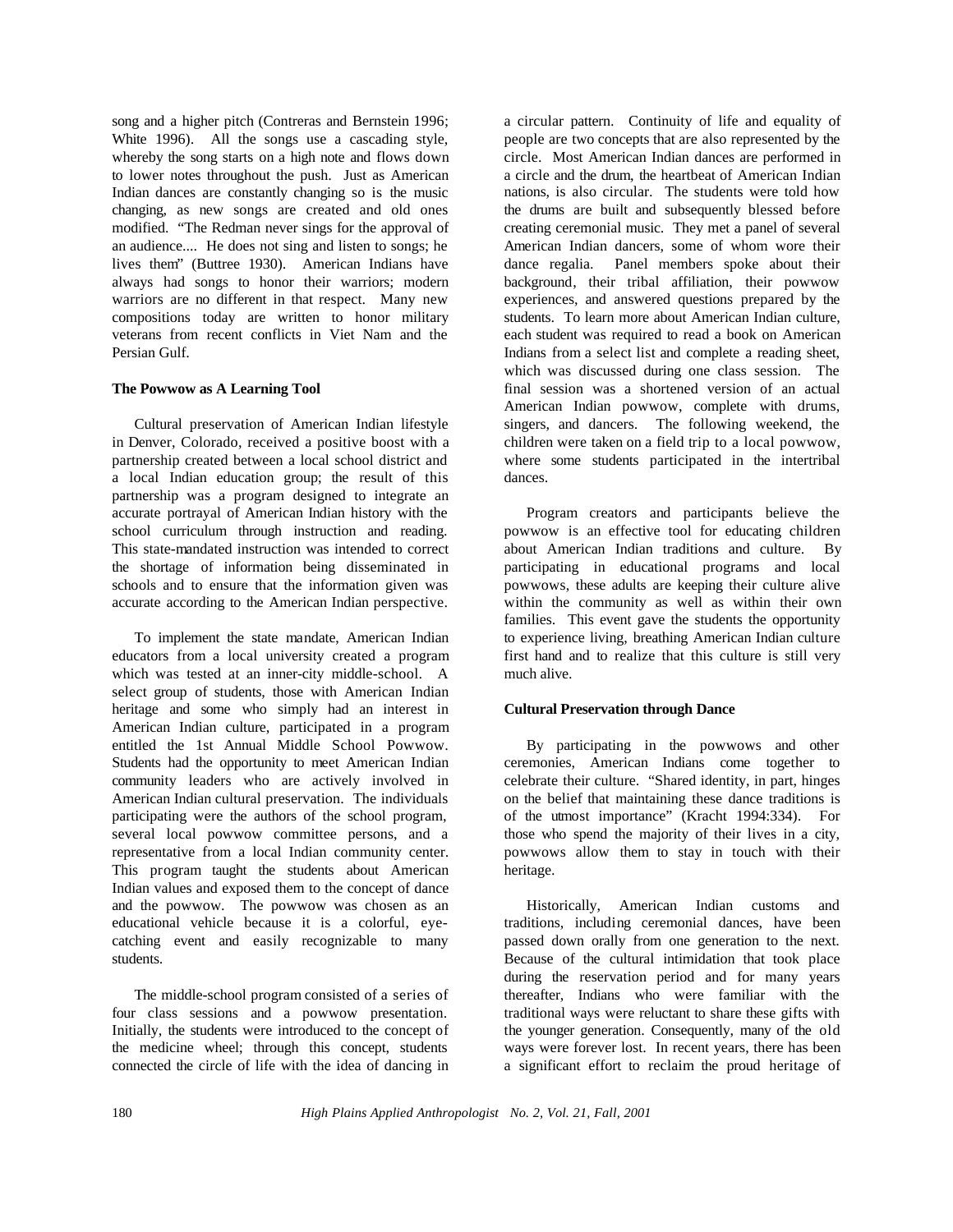song and a higher pitch (Contreras and Bernstein 1996; White 1996). All the songs use a cascading style, whereby the song starts on a high note and flows down to lower notes throughout the push. Just as American Indian dances are constantly changing so is the music changing, as new songs are created and old ones modified. "The Redman never sings for the approval of an audience.... He does not sing and listen to songs; he lives them" (Buttree 1930). American Indians have always had songs to honor their warriors; modern warriors are no different in that respect. Many new compositions today are written to honor military veterans from recent conflicts in Viet Nam and the Persian Gulf.

**The Powwow as A Learning Tool**

Cultural preservation of American Indian lifestyle in Denver, Colorado, received a positive boost with a partnership created between a local school district and a local Indian education group; the result of this partnership was a program designed to integrate an accurate portrayal of American Indian history with the school curriculum through instruction and reading. This state-mandated instruction was intended to correct the shortage of information being disseminated in schools and to ensure that the information given was accurate according to the American Indian perspective.

To implement the state mandate, American Indian educators from a local university created a program which was tested at an inner-city middle-school. A select group of students, those with American Indian heritage and some who simply had an interest in American Indian culture, participated in a program entitled the 1st Annual Middle School Powwow. Students had the opportunity to meet American Indian community leaders who are actively involved in American Indian cultural preservation. The individuals participating were the authors of the school program, several local powwow committee persons, and a representative from a local Indian community center. This program taught the students about American Indian values and exposed them to the concept of dance and the powwow. The powwow was chosen as an educational vehicle because it is a colorful, eye-catching event and easily recognizable to many students.

The middle-school program consisted of a series of four class sessions and a powwow presentation. Initially, the students were introduced to the concept of the medicine wheel; through this concept, students connected the circle of life with the idea of dancing in a circular pattern. Continuity of life and equality of people are two concepts that are also represented by the circle. Most American Indian dances are performed in a circle and the drum, the heartbeat of American Indian nations, is also circular. The students were told how the drums are built and subsequently blessed before creating ceremonial music. They met a panel of several American Indian dancers, some of whom wore their dance regalia. Panel members spoke about their background, their tribal affiliation, their powwow experiences, and answered questions prepared by the students. To learn more about American Indian culture, each student was required to read a book on American Indians from a select list and complete a reading sheet, which was discussed during one class session. The final session was a shortened version of an actual American Indian powwow, complete with drums, singers, and dancers. The following weekend, the children were taken on a field trip to a local powwow, where some students participated in the intertribal dances.

Program creators and participants believe the powwow is an effective tool for educating children about American Indian traditions and culture. By participating in educational programs and local powwows, these adults are keeping their culture alive within the community as well as within their own families. This event gave the students the opportunity to experience living, breathing American Indian culture first hand and to realize that this culture is still very much alive.

**Cultural Preservation through Dance**

By participating in the powwows and other ceremonies, American Indians come together to celebrate their culture. "Shared identity, in part, hinges on the belief that maintaining these dance traditions is of the utmost importance" (Kracht 1994:334). For those who spend the majority of their lives in a city, powwows allow them to stay in touch with their heritage.

Historically, American Indian customs and traditions, including ceremonial dances, have been passed down orally from one generation to the next. Because of the cultural intimidation that took place during the reservation period and for many years thereafter, Indians who were familiar with the traditional ways were reluctant to share these gifts with the younger generation. Consequently, many of the old ways were forever lost. In recent years, there has been a significant effort to reclaim the proud heritage of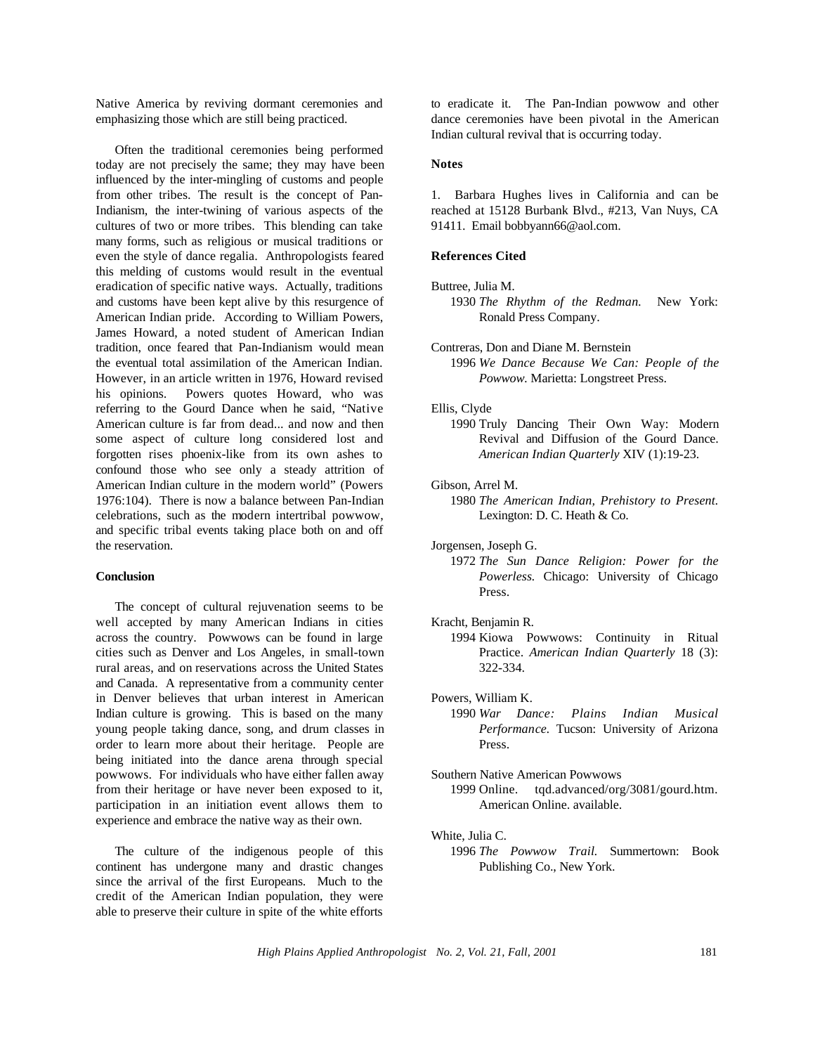Native America by reviving dormant ceremonies and emphasizing those which are still being practiced.

Often the traditional ceremonies being performed today are not precisely the same; they may have been influenced by the inter-mingling of customs and people from other tribes. The result is the concept of Pan-Indianism, the inter-twining of various aspects of the cultures of two or more tribes. This blending can take many forms, such as religious or musical traditions or even the style of dance regalia. Anthropologists feared this melding of customs would result in the eventual eradication of specific native ways. Actually, traditions and customs have been kept alive by this resurgence of American Indian pride. According to William Powers, James Howard, a noted student of American Indian tradition, once feared that Pan-Indianism would mean the eventual total assimilation of the American Indian. However, in an article written in 1976, Howard revised his opinions. Powers quotes Howard, who was referring to the Gourd Dance when he said, "Native American culture is far from dead... and now and then some aspect of culture long considered lost and forgotten rises phoenix-like from its own ashes to confound those who see only a steady attrition of American Indian culture in the modern world" (Powers 1976:104). There is now a balance between Pan-Indian celebrations, such as the modern intertribal powwow, and specific tribal events taking place both on and off the reservation.

## Conclusion

The concept of cultural rejuvenation seems to be well accepted by many American Indians in cities across the country. Powwows can be found in large cities such as Denver and Los Angeles, in small-town rural areas, and on reservations across the United States and Canada. A representative from a community center in Denver believes that urban interest in American Indian culture is growing. This is based on the many young people taking dance, song, and drum classes in order to learn more about their heritage. People are being initiated into the dance arena through special powwows. For individuals who have either fallen away from their heritage or have never been exposed to it, participation in an initiation event allows them to experience and embrace the native way as their own.

The culture of the indigenous people of this continent has undergone many and drastic changes since the arrival of the first Europeans. Much to the credit of the American Indian population, they were able to preserve their culture in spite of the white efforts to eradicate it. The Pan-Indian powwow and other dance ceremonies have been pivotal in the American Indian cultural revival that is occurring today.

## Notes

1. Barbara Hughes lives in California and can be reached at 15128 Burbank Blvd., #213, Van Nuys, CA 91411. Email bobbyann66@aol.com.

## References Cited

Buttree, Julia M.
1930 *The Rhythm of the Redman.* New York: Ronald Press Company.

Contreras, Don and Diane M. Bernstein
1996 *We Dance Because We Can: People of the Powwow.* Marietta: Longstreet Press.

Ellis, Clyde
1990 Truly Dancing Their Own Way: Modern Revival and Diffusion of the Gourd Dance. *American Indian Quarterly* XIV (1):19-23.

Gibson, Arrel M.
1980 *The American Indian, Prehistory to Present.* Lexington: D. C. Heath & Co.

Jorgensen, Joseph G.
1972 *The Sun Dance Religion: Power for the Powerless.* Chicago: University of Chicago Press.

Kracht, Benjamin R.
1994 Kiowa Powwows: Continuity in Ritual Practice. *American Indian Quarterly* 18 (3): 322-334.

Powers, William K.
1990 *War Dance: Plains Indian Musical Performance.* Tucson: University of Arizona Press.

Southern Native American Powwows
1999 Online. tqd.advanced/org/3081/gourd.htm. American Online. available.

White, Julia C.
1996 *The Powwow Trail.* Summertown: Book Publishing Co., New York.